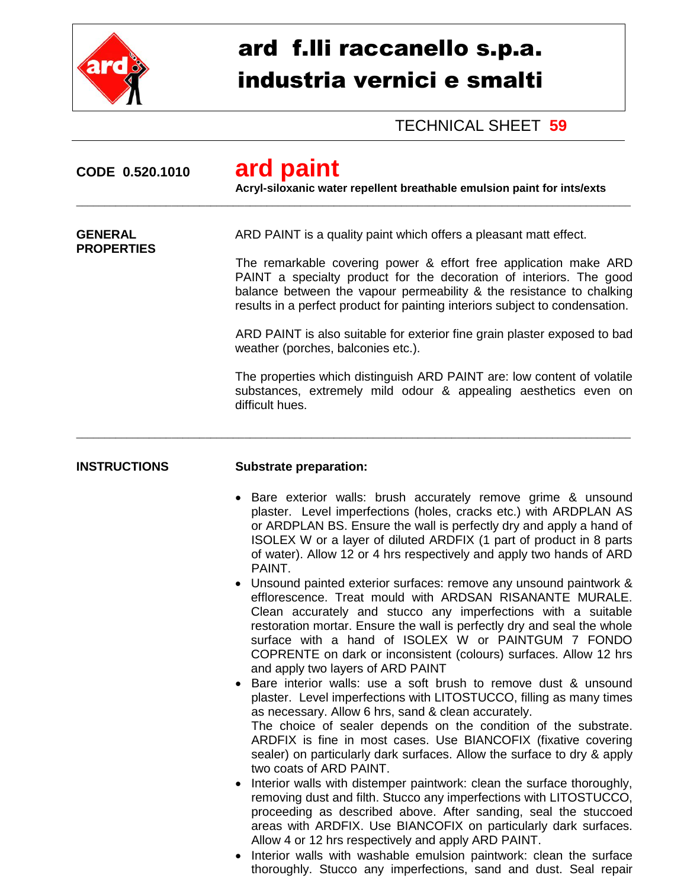# ard f.lli raccanello s.p.a.
# industria vernici e smalti

TECHNICAL SHEET **59**

**CODE 0.520.1010**

## ard paint

**Acryl-siloxanic water repellent breathable emulsion paint for ints/exts**

---

**GENERAL PROPERTIES**

ARD PAINT is a quality paint which offers a pleasant matt effect.

The remarkable covering power & effort free application make ARD PAINT a specialty product for the decoration of interiors. The good balance between the vapour permeability & the resistance to chalking results in a perfect product for painting interiors subject to condensation.

ARD PAINT is also suitable for exterior fine grain plaster exposed to bad weather (porches, balconies etc.).

The properties which distinguish ARD PAINT are: low content of volatile substances, extremely mild odour & appealing aesthetics even on difficult hues.

---

**INSTRUCTIONS**

**Substrate preparation:**

- Bare exterior walls: brush accurately remove grime & unsound plaster. Level imperfections (holes, cracks etc.) with ARDPLAN AS or ARDPLAN BS. Ensure the wall is perfectly dry and apply a hand of ISOLEX W or a layer of diluted ARDFIX (1 part of product in 8 parts of water). Allow 12 or 4 hrs respectively and apply two hands of ARD PAINT.
- Unsound painted exterior surfaces: remove any unsound paintwork & efflorescence. Treat mould with ARDSAN RISANANTE MURALE. Clean accurately and stucco any imperfections with a suitable restoration mortar. Ensure the wall is perfectly dry and seal the whole surface with a hand of ISOLEX W or PAINTGUM 7 FONDO COPRENTE on dark or inconsistent (colours) surfaces. Allow 12 hrs and apply two layers of ARD PAINT
- Bare interior walls: use a soft brush to remove dust & unsound plaster. Level imperfections with LITOSTUCCO, filling as many times as necessary. Allow 6 hrs, sand & clean accurately.
  The choice of sealer depends on the condition of the substrate. ARDFIX is fine in most cases. Use BIANCOFIX (fixative covering sealer) on particularly dark surfaces. Allow the surface to dry & apply two coats of ARD PAINT.
- Interior walls with distemper paintwork: clean the surface thoroughly, removing dust and filth. Stucco any imperfections with LITOSTUCCO, proceeding as described above. After sanding, seal the stuccoed areas with ARDFIX. Use BIANCOFIX on particularly dark surfaces. Allow 4 or 12 hrs respectively and apply ARD PAINT.
- Interior walls with washable emulsion paintwork: clean the surface thoroughly. Stucco any imperfections, sand and dust. Seal repair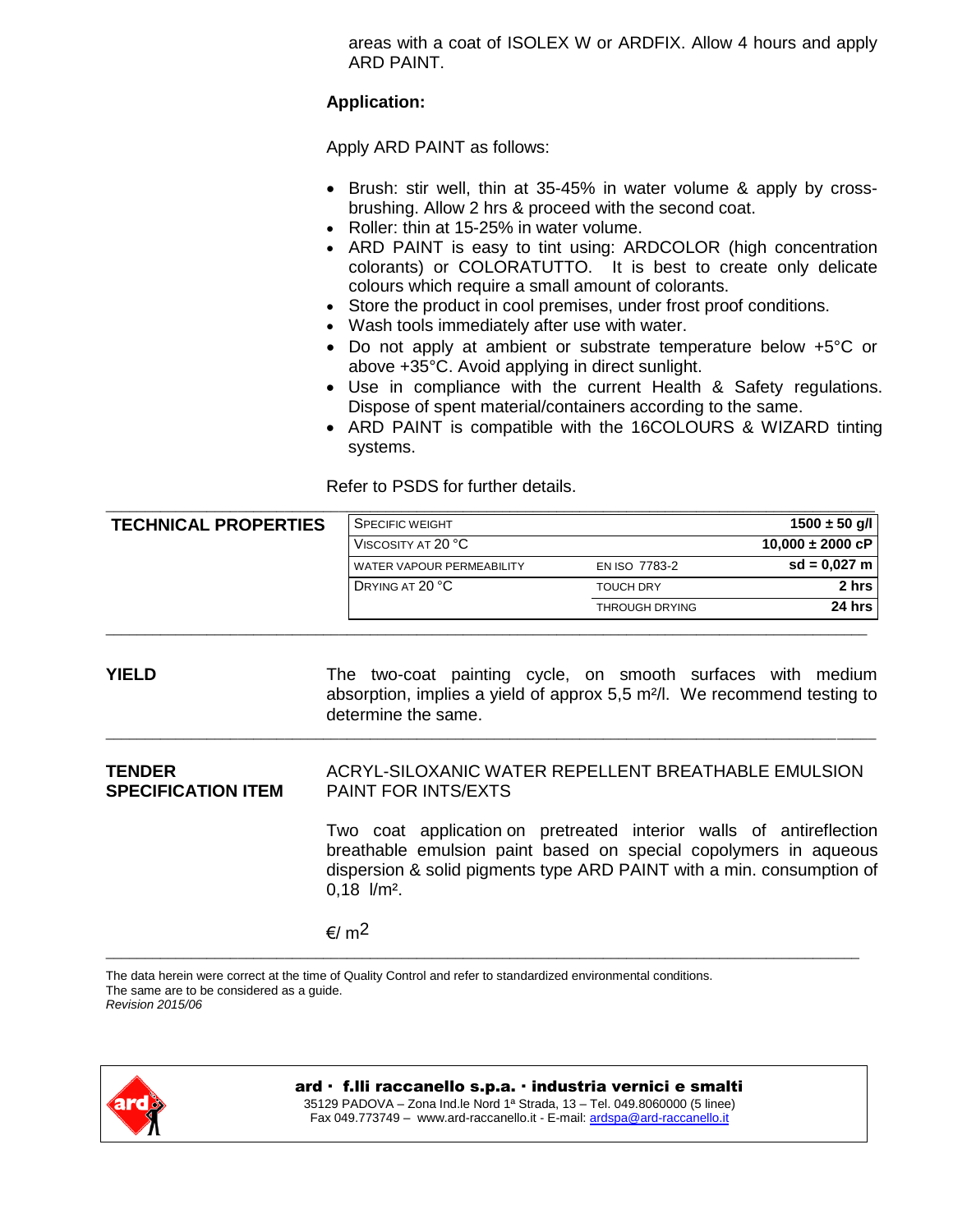areas with a coat of ISOLEX W or ARDFIX. Allow 4 hours and apply ARD PAINT.

**Application:**

Apply ARD PAINT as follows:

- Brush: stir well, thin at 35-45% in water volume & apply by cross-brushing. Allow 2 hrs & proceed with the second coat.
- Roller: thin at 15-25% in water volume.
- ARD PAINT is easy to tint using: ARDCOLOR (high concentration colorants) or COLORATUTTO. It is best to create only delicate colours which require a small amount of colorants.
- Store the product in cool premises, under frost proof conditions.
- Wash tools immediately after use with water.
- Do not apply at ambient or substrate temperature below +5°C or above +35°C. Avoid applying in direct sunlight.
- Use in compliance with the current Health & Safety regulations. Dispose of spent material/containers according to the same.
- ARD PAINT is compatible with the 16COLOURS & WIZARD tinting systems.

Refer to PSDS for further details.

**TECHNICAL PROPERTIES**

| | | |
|---|---|---|
| SPECIFIC WEIGHT | | **1500 ± 50 g/l** |
| VISCOSITY AT 20 °C | | **10,000 ± 2000 cP** |
| WATER VAPOUR PERMEABILITY | EN ISO 7783-2 | **sd = 0,027 m** |
| DRYING AT 20 °C | TOUCH DRY | **2 hrs** |
| | THROUGH DRYING | **24 hrs** |

**YIELD**

The two-coat painting cycle, on smooth surfaces with medium absorption, implies a yield of approx 5,5 m²/l. We recommend testing to determine the same.

**TENDER SPECIFICATION ITEM**

ACRYL-SILOXANIC WATER REPELLENT BREATHABLE EMULSION PAINT FOR INTS/EXTS

Two coat application on pretreated interior walls of antireflection breathable emulsion paint based on special copolymers in aqueous dispersion & solid pigments type ARD PAINT with a min. consumption of 0,18 l/m².

€/ m²

The data herein were correct at the time of Quality Control and refer to standardized environmental conditions.
The same are to be considered as a guide.
*Revision 2015/06*

**ard · f.lli raccanello s.p.a. · industria vernici e smalti**
35129 PADOVA – Zona Ind.le Nord 1ª Strada, 13 – Tel. 049.8060000 (5 linee)
Fax 049.773749 – www.ard-raccanello.it - E-mail: ardspa@ard-raccanello.it